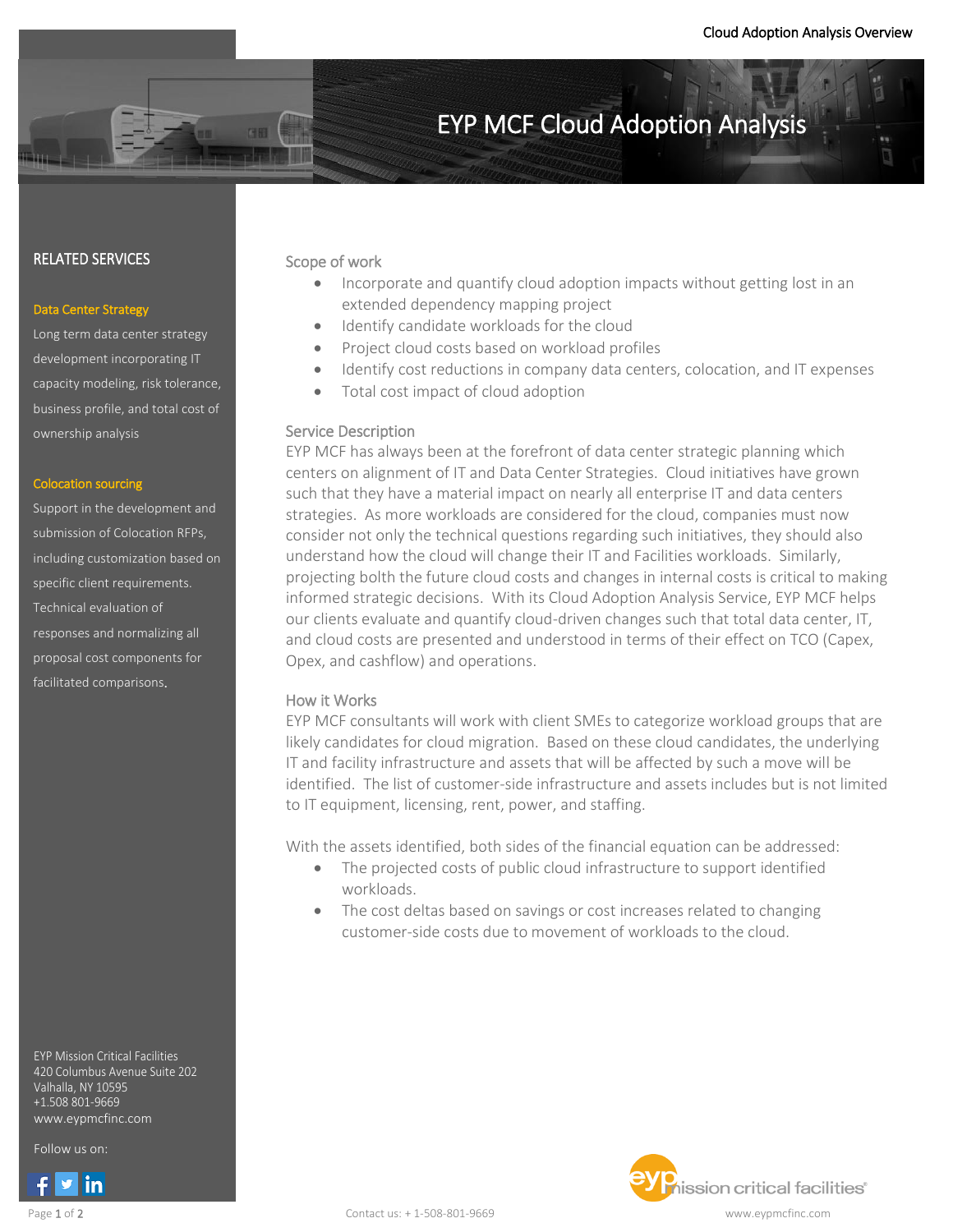# EYP MCF Cloud Adoption Analysis

## Scope of work

- Incorporate and quantify cloud adoption impacts without getting lost in an extended dependency mapping project
- Identify candidate workloads for the cloud
- Project cloud costs based on workload profiles
- Identify cost reductions in company data centers, colocation, and IT expenses
- Total cost impact of cloud adoption

## Service Description

EYP MCF has always been at the forefront of data center strategic planning which centers on alignment of IT and Data Center Strategies. Cloud initiatives have grown such that they have a material impact on nearly all enterprise IT and data centers strategies. As more workloads are considered for the cloud, companies must now consider not only the technical questions regarding such initiatives, they should also understand how the cloud will change their IT and Facilities workloads. Similarly, projecting bolth the future cloud costs and changes in internal costs is critical to making informed strategic decisions. With its Cloud Adoption Analysis Service, EYP MCF helps our clients evaluate and quantify cloud-driven changes such that total data center, IT, and cloud costs are presented and understood in terms of their effect on TCO (Capex, Opex, and cashflow) and operations.

## How it Works

EYP MCF consultants will work with client SMEs to categorize workload groups that are likely candidates for cloud migration. Based on these cloud candidates, the underlying IT and facility infrastructure and assets that will be affected by such a move will be identified. The list of customer-side infrastructure and assets includes but is not limited to IT equipment, licensing, rent, power, and staffing.

With the assets identified, both sides of the financial equation can be addressed:

- The projected costs of public cloud infrastructure to support identified workloads.
- The cost deltas based on savings or cost increases related to changing customer-side costs due to movement of workloads to the cloud.

## RELATED SERVICES

### Data Center Strategy

Long term data center strategy development incorporating IT capacity modeling, risk tolerance, business profile, and total cost of ownership analysis

### Colocation sourcing

Support in the development and submission of Colocation RFPs, including customization based on specific client requirements. Technical evaluation of responses and normalizing all proposal cost components for facilitated comparisons.

EYP Mission Critical Facilities
420 Columbus Avenue Suite 202
Valhalla, NY 10595
+1.508 801-9669
www.eypmcfinc.com

Follow us on:

Contact us: + 1-508-801-9669

www.eypmcfinc.com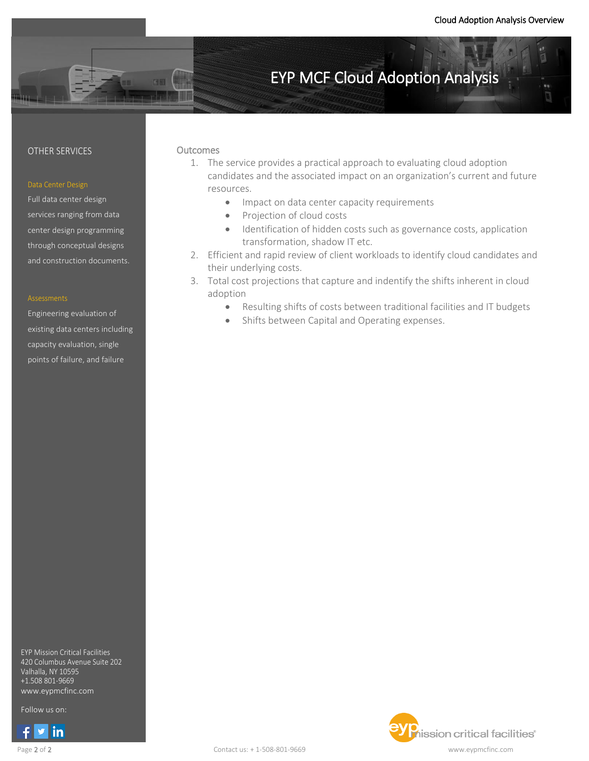# EYP MCF Cloud Adoption Analysis

## OTHER SERVICES

**Data Center Design**

Full data center design services ranging from data center design programming through conceptual designs and construction documents.

**Assessments**

Engineering evaluation of existing data centers including capacity evaluation, single points of failure, and failure

EYP Mission Critical Facilities
420 Columbus Avenue Suite 202
Valhalla, NY 10595
+1.508 801-9669
www.eypmcfinc.com

Follow us on:

## Outcomes

1. The service provides a practical approach to evaluating cloud adoption candidates and the associated impact on an organization's current and future resources.
   - Impact on data center capacity requirements
   - Projection of cloud costs
   - Identification of hidden costs such as governance costs, application transformation, shadow IT etc.
2. Efficient and rapid review of client workloads to identify cloud candidates and their underlying costs.
3. Total cost projections that capture and indentify the shifts inherent in cloud adoption
   - Resulting shifts of costs between traditional facilities and IT budgets
   - Shifts between Capital and Operating expenses.

Contact us: + 1-508-801-9669

www.eypmcfinc.com